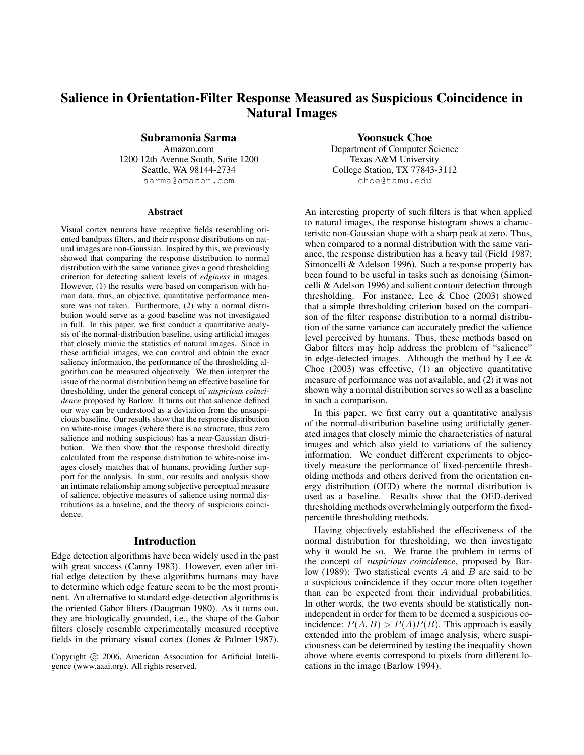# Salience in Orientation-Filter Response Measured as Suspicious Coincidence in Natural Images

**Subramonia Sarma**
Amazon.com
1200 12th Avenue South, Suite 1200
Seattle, WA 98144-2734
sarma@amazon.com

**Yoonsuck Choe**
Department of Computer Science
Texas A&M University
College Station, TX 77843-3112
choe@tamu.edu

### Abstract

Visual cortex neurons have receptive fields resembling oriented bandpass filters, and their response distributions on natural images are non-Gaussian. Inspired by this, we previously showed that comparing the response distribution to normal distribution with the same variance gives a good thresholding criterion for detecting salient levels of *edginess* in images. However, (1) the results were based on comparison with human data, thus, an objective, quantitative performance measure was not taken. Furthermore, (2) why a normal distribution would serve as a good baseline was not investigated in full. In this paper, we first conduct a quantitative analysis of the normal-distribution baseline, using artificial images that closely mimic the statistics of natural images. Since in these artificial images, we can control and obtain the exact saliency information, the performance of the thresholding algorithm can be measured objectively. We then interpret the issue of the normal distribution being an effective baseline for thresholding, under the general concept of *suspicious coincidence* proposed by Barlow. It turns out that salience defined our way can be understood as a deviation from the unsuspicious baseline. Our results show that the response distribution on white-noise images (where there is no structure, thus zero salience and nothing suspicious) has a near-Gaussian distribution. We then show that the response threshold directly calculated from the response distribution to white-noise images closely matches that of humans, providing further support for the analysis. In sum, our results and analysis show an intimate relationship among subjective perceptual measure of salience, objective measures of salience using normal distributions as a baseline, and the theory of suspicious coincidence.

## Introduction

Edge detection algorithms have been widely used in the past with great success (Canny 1983). However, even after initial edge detection by these algorithms humans may have to determine which edge feature seem to be the most prominent. An alternative to standard edge-detection algorithms is the oriented Gabor filters (Daugman 1980). As it turns out, they are biologically grounded, i.e., the shape of the Gabor filters closely resemble experimentally measured receptive fields in the primary visual cortex (Jones & Palmer 1987). An interesting property of such filters is that when applied to natural images, the response histogram shows a characteristic non-Gaussian shape with a sharp peak at zero. Thus, when compared to a normal distribution with the same variance, the response distribution has a heavy tail (Field 1987; Simoncelli & Adelson 1996). Such a response property has been found to be useful in tasks such as denoising (Simoncelli & Adelson 1996) and salient contour detection through thresholding. For instance, Lee & Choe (2003) showed that a simple thresholding criterion based on the comparison of the filter response distribution to a normal distribution of the same variance can accurately predict the salience level perceived by humans. Thus, these methods based on Gabor filters may help address the problem of "salience" in edge-detected images. Although the method by Lee & Choe (2003) was effective, (1) an objective quantitative measure of performance was not available, and (2) it was not shown why a normal distribution serves so well as a baseline in such a comparison.

In this paper, we first carry out a quantitative analysis of the normal-distribution baseline using artificially generated images that closely mimic the characteristics of natural images and which also yield to variations of the saliency information. We conduct different experiments to objectively measure the performance of fixed-percentile thresholding methods and others derived from the orientation energy distribution (OED) where the normal distribution is used as a baseline. Results show that the OED-derived thresholding methods overwhelmingly outperform the fixed-percentile thresholding methods.

Having objectively established the effectiveness of the normal distribution for thresholding, we then investigate why it would be so. We frame the problem in terms of the concept of *suspicious coincidence*, proposed by Barlow (1989): Two statistical events $A$ and $B$ are said to be a suspicious coincidence if they occur more often together than can be expected from their individual probabilities. In other words, the two events should be statistically non-independent in order for them to be deemed a suspicious coincidence: $P(A,B) > P(A)P(B)$. This approach is easily extended into the problem of image analysis, where suspiciousness can be determined by testing the inequality shown above where events correspond to pixels from different locations in the image (Barlow 1994).

Copyright © 2006, American Association for Artificial Intelligence (www.aaai.org). All rights reserved.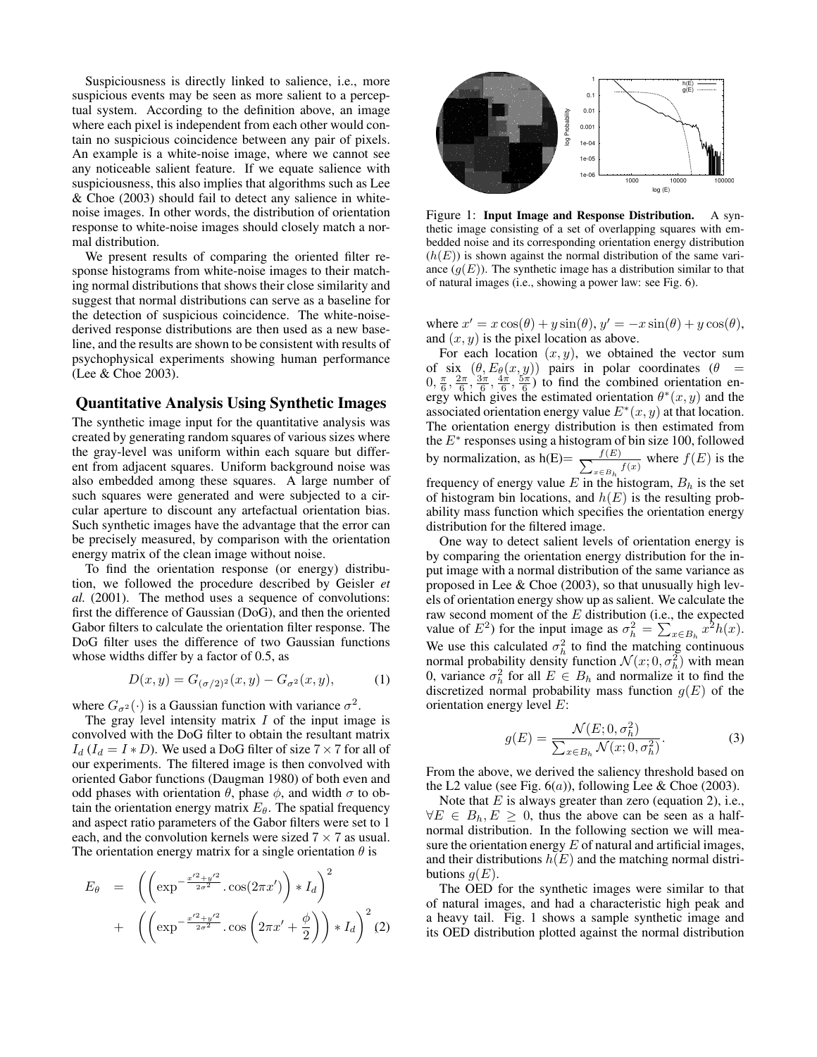Suspiciousness is directly linked to salience, i.e., more suspicious events may be seen as more salient to a perceptual system. According to the definition above, an image where each pixel is independent from each other would contain no suspicious coincidence between any pair of pixels. An example is a white-noise image, where we cannot see any noticeable salient feature. If we equate salience with suspiciousness, this also implies that algorithms such as Lee & Choe (2003) should fail to detect any salience in white-noise images. In other words, the distribution of orientation response to white-noise images should closely match a normal distribution.

We present results of comparing the oriented filter response histograms from white-noise images to their matching normal distributions that shows their close similarity and suggest that normal distributions can serve as a baseline for the detection of suspicious coincidence. The white-noise-derived response distributions are then used as a new baseline, and the results are shown to be consistent with results of psychophysical experiments showing human performance (Lee & Choe 2003).

## Quantitative Analysis Using Synthetic Images

The synthetic image input for the quantitative analysis was created by generating random squares of various sizes where the gray-level was uniform within each square but different from adjacent squares. Uniform background noise was also embedded among these squares. A large number of such squares were generated and were subjected to a circular aperture to discount any artefactual orientation bias. Such synthetic images have the advantage that the error can be precisely measured, by comparison with the orientation energy matrix of the clean image without noise.

To find the orientation response (or energy) distribution, we followed the procedure described by Geisler *et al.* (2001). The method uses a sequence of convolutions: first the difference of Gaussian (DoG), and then the oriented Gabor filters to calculate the orientation filter response. The DoG filter uses the difference of two Gaussian functions whose widths differ by a factor of 0.5, as

$$D(x, y) = G_{(\sigma/2)^2}(x, y) - G_{\sigma^2}(x, y), \quad (1)$$

where $G_{\sigma^2}(\cdot)$ is a Gaussian function with variance $\sigma^2$.

The gray level intensity matrix $I$ of the input image is convolved with the DoG filter to obtain the resultant matrix $I_d$ ($I_d = I * D$). We used a DoG filter of size $7 \times 7$ for all of our experiments. The filtered image is then convolved with oriented Gabor functions (Daugman 1980) of both even and odd phases with orientation $\theta$, phase $\phi$, and width $\sigma$ to obtain the orientation energy matrix $E_\theta$. The spatial frequency and aspect ratio parameters of the Gabor filters were set to 1 each, and the convolution kernels were sized $7 \times 7$ as usual. The orientation energy matrix for a single orientation $\theta$ is

$$\begin{aligned} E_\theta &= \left( \left( \exp^{-\frac{x'^2+y'^2}{2\sigma^2}} . \cos(2\pi x') \right) * I_d \right)^2 \\ &+ \left( \left( \exp^{-\frac{x'^2+y'^2}{2\sigma^2}} . \cos\left(2\pi x' + \frac{\phi}{2}\right) \right) * I_d \right)^2 \end{aligned} \quad (2)$$

Figure 1: **Input Image and Response Distribution.** A synthetic image consisting of a set of overlapping squares with embedded noise and its corresponding orientation energy distribution ($h(E)$) is shown against the normal distribution of the same variance ($g(E)$). The synthetic image has a distribution similar to that of natural images (i.e., showing a power law: see Fig. 6).

where $x' = x\cos(\theta) + y\sin(\theta)$, $y' = -x\sin(\theta) + y\cos(\theta)$, and $(x, y)$ is the pixel location as above.

For each location $(x, y)$, we obtained the vector sum of six $(\theta, E_\theta(x, y))$ pairs in polar coordinates ($\theta = 0, \frac{\pi}{6}, \frac{2\pi}{6}, \frac{3\pi}{6}, \frac{4\pi}{6}, \frac{5\pi}{6}$) to find the combined orientation energy which gives the estimated orientation $\theta^*(x, y)$ and the associated orientation energy value $E^*(x, y)$ at that location. The orientation energy distribution is then estimated from the $E^*$ responses using a histogram of bin size 100, followed by normalization, as $h(E) = \frac{f(E)}{\sum_{x \in B_h} f(x)}$ where $f(E)$ is the frequency of energy value $E$ in the histogram, $B_h$ is the set of histogram bin locations, and $h(E)$ is the resulting probability mass function which specifies the orientation energy distribution for the filtered image.

One way to detect salient levels of orientation energy is by comparing the orientation energy distribution for the input image with a normal distribution of the same variance as proposed in Lee & Choe (2003), so that unusually high levels of orientation energy show up as salient. We calculate the raw second moment of the $E$ distribution (i.e., the expected value of $E^2$) for the input image as $\sigma_h^2 = \sum_{x \in B_h} x^2 h(x)$. We use this calculated $\sigma_h^2$ to find the matching continuous normal probability density function $\mathcal{N}(x; 0, \sigma_h^2)$ with mean 0, variance $\sigma_h^2$ for all $E \in B_h$ and normalize it to find the discretized normal probability mass function $g(E)$ of the orientation energy level $E$:

$$g(E) = \frac{\mathcal{N}(E; 0, \sigma_h^2)}{\sum_{x \in B_h} \mathcal{N}(x; 0, \sigma_h^2)}. \quad (3)$$

From the above, we derived the saliency threshold based on the L2 value (see Fig. 6($a$)), following Lee & Choe (2003).

Note that $E$ is always greater than zero (equation 2), i.e., $\forall E \in B_h, E \geq 0$, thus the above can be seen as a half-normal distribution. In the following section we will measure the orientation energy $E$ of natural and artificial images, and their distributions $h(E)$ and the matching normal distributions $g(E)$.

The OED for the synthetic images were similar to that of natural images, and had a characteristic high peak and a heavy tail. Fig. 1 shows a sample synthetic image and its OED distribution plotted against the normal distribution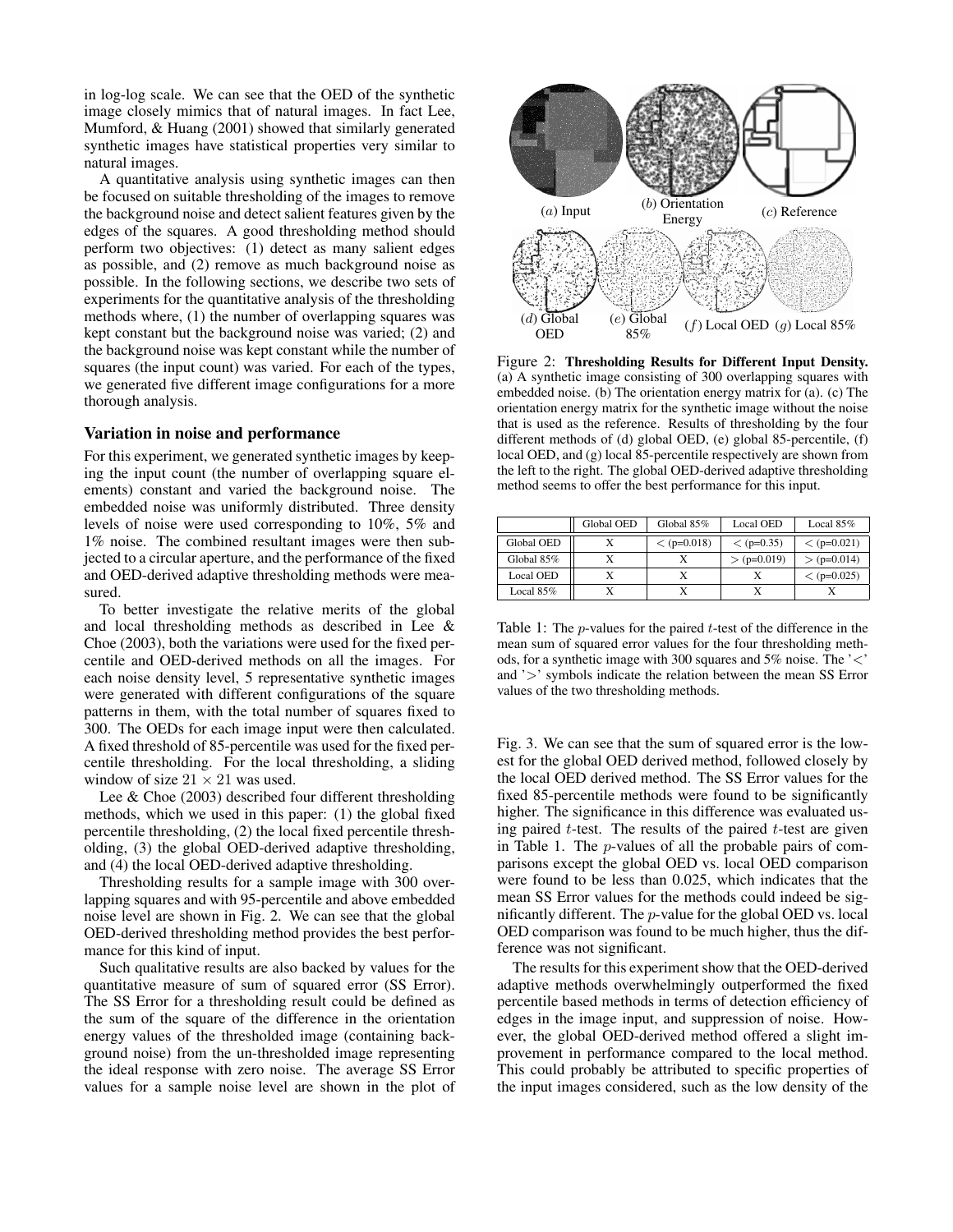in log-log scale. We can see that the OED of the synthetic image closely mimics that of natural images. In fact Lee, Mumford, & Huang (2001) showed that similarly generated synthetic images have statistical properties very similar to natural images.

A quantitative analysis using synthetic images can then be focused on suitable thresholding of the images to remove the background noise and detect salient features given by the edges of the squares. A good thresholding method should perform two objectives: (1) detect as many salient edges as possible, and (2) remove as much background noise as possible. In the following sections, we describe two sets of experiments for the quantitative analysis of the thresholding methods where, (1) the number of overlapping squares was kept constant but the background noise was varied; (2) and the background noise was kept constant while the number of squares (the input count) was varied. For each of the types, we generated five different image configurations for a more thorough analysis.

## Variation in noise and performance

For this experiment, we generated synthetic images by keeping the input count (the number of overlapping square elements) constant and varied the background noise. The embedded noise was uniformly distributed. Three density levels of noise were used corresponding to 10%, 5% and 1% noise. The combined resultant images were then subjected to a circular aperture, and the performance of the fixed and OED-derived adaptive thresholding methods were measured.

To better investigate the relative merits of the global and local thresholding methods as described in Lee & Choe (2003), both the variations were used for the fixed percentile and OED-derived methods on all the images. For each noise density level, 5 representative synthetic images were generated with different configurations of the square patterns in them, with the total number of squares fixed to 300. The OEDs for each image input were then calculated. A fixed threshold of 85-percentile was used for the fixed percentile thresholding. For the local thresholding, a sliding window of size $21 \times 21$ was used.

Lee & Choe (2003) described four different thresholding methods, which we used in this paper: (1) the global fixed percentile thresholding, (2) the local fixed percentile thresholding, (3) the global OED-derived adaptive thresholding, and (4) the local OED-derived adaptive thresholding.

Thresholding results for a sample image with 300 overlapping squares and with 95-percentile and above embedded noise level are shown in Fig. 2. We can see that the global OED-derived thresholding method provides the best performance for this kind of input.

Such qualitative results are also backed by values for the quantitative measure of sum of squared error (SS Error). The SS Error for a thresholding result could be defined as the sum of the square of the difference in the orientation energy values of the thresholded image (containing background noise) from the un-thresholded image representing the ideal response with zero noise. The average SS Error values for a sample noise level are shown in the plot of Fig. 3. We can see that the sum of squared error is the lowest for the global OED derived method, followed closely by the local OED derived method. The SS Error values for the fixed 85-percentile methods were found to be significantly higher. The significance in this difference was evaluated using paired $t$-test. The results of the paired $t$-test are given in Table 1. The $p$-values of all the probable pairs of comparisons except the global OED vs. local OED comparison were found to be less than 0.025, which indicates that the mean SS Error values for the methods could indeed be significantly different. The $p$-value for the global OED vs. local OED comparison was found to be much higher, thus the difference was not significant.

The results for this experiment show that the OED-derived adaptive methods overwhelmingly outperformed the fixed percentile based methods in terms of detection efficiency of edges in the image input, and suppression of noise. However, the global OED-derived method offered a slight improvement in performance compared to the local method. This could probably be attributed to specific properties of the input images considered, such as the low density of the

(*a*) Input (*b*) Orientation Energy (*c*) Reference (*d*) Global OED (*e*) Global 85% (*f*) Local OED (*g*) Local 85%

Figure 2: **Thresholding Results for Different Input Density.** (a) A synthetic image consisting of 300 overlapping squares with embedded noise. (b) The orientation energy matrix for (a). (c) The orientation energy matrix for the synthetic image without the noise that is used as the reference. Results of thresholding by the four different methods of (d) global OED, (e) global 85-percentile, (f) local OED, and (g) local 85-percentile respectively are shown from the left to the right. The global OED-derived adaptive thresholding method seems to offer the best performance for this input.

| | Global OED | Global 85% | Local OED | Local 85% |
|---|---|---|---|---|
| Global OED | X | $<$ (p=0.018) | $<$ (p=0.35) | $<$ (p=0.021) |
| Global 85% | X | X | $>$ (p=0.019) | $>$ (p=0.014) |
| Local OED | X | X | X | $<$ (p=0.025) |
| Local 85% | X | X | X | X |

Table 1: The $p$-values for the paired $t$-test of the difference in the mean sum of squared error values for the four thresholding methods, for a synthetic image with 300 squares and 5% noise. The '$<$' and '$>$' symbols indicate the relation between the mean SS Error values of the two thresholding methods.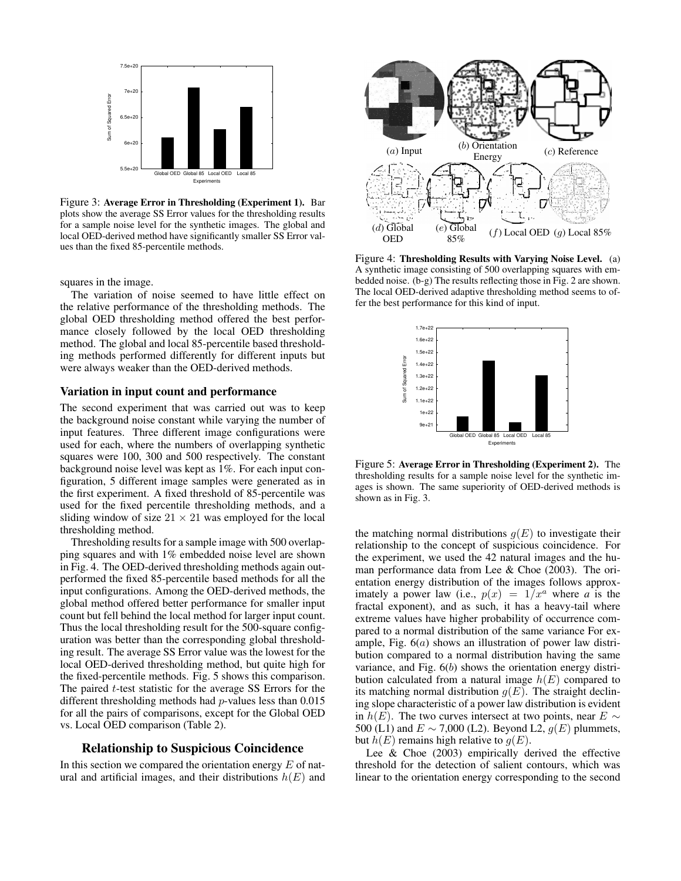Figure 3: **Average Error in Thresholding (Experiment 1).** Bar plots show the average SS Error values for the thresholding results for a sample noise level for the synthetic images. The global and local OED-derived method have significantly smaller SS Error values than the fixed 85-percentile methods.

squares in the image.

The variation of noise seemed to have little effect on the relative performance of the thresholding methods. The global OED thresholding method offered the best performance closely followed by the local OED thresholding method. The global and local 85-percentile based thresholding methods performed differently for different inputs but were always weaker than the OED-derived methods.

### Variation in input count and performance

The second experiment that was carried out was to keep the background noise constant while varying the number of input features. Three different image configurations were used for each, where the numbers of overlapping synthetic squares were 100, 300 and 500 respectively. The constant background noise level was kept as 1%. For each input configuration, 5 different image samples were generated as in the first experiment. A fixed threshold of 85-percentile was used for the fixed percentile thresholding methods, and a sliding window of size $21 \times 21$ was employed for the local thresholding method.

Thresholding results for a sample image with 500 overlapping squares and with 1% embedded noise level are shown in Fig. 4. The OED-derived thresholding methods again outperformed the fixed 85-percentile based methods for all the input configurations. Among the OED-derived methods, the global method offered better performance for smaller input count but fell behind the local method for larger input count. Thus the local thresholding result for the 500-square configuration was better than the corresponding global thresholding result. The average SS Error value was the lowest for the local OED-derived thresholding method, but quite high for the fixed-percentile methods. Fig. 5 shows this comparison. The paired $t$-test statistic for the average SS Errors for the different thresholding methods had $p$-values less than 0.015 for all the pairs of comparisons, except for the Global OED vs. Local OED comparison (Table 2).

Figure 4: **Thresholding Results with Varying Noise Level.** (a) A synthetic image consisting of 500 overlapping squares with embedded noise. (b-g) The results reflecting those in Fig. 2 are shown. The local OED-derived adaptive thresholding method seems to offer the best performance for this kind of input.

Figure 5: **Average Error in Thresholding (Experiment 2).** The thresholding results for a sample noise level for the synthetic images is shown. The same superiority of OED-derived methods is shown as in Fig. 3.

## Relationship to Suspicious Coincidence

In this section we compared the orientation energy $E$ of natural and artificial images, and their distributions $h(E)$ and the matching normal distributions $g(E)$ to investigate their relationship to the concept of suspicious coincidence. For the experiment, we used the 42 natural images and the human performance data from Lee & Choe (2003). The orientation energy distribution of the images follows approximately a power law (i.e., $p(x) = 1/x^a$ where $a$ is the fractal exponent), and as such, it has a heavy-tail where extreme values have higher probability of occurrence compared to a normal distribution of the same variance For example, Fig. 6($a$) shows an illustration of power law distribution compared to a normal distribution having the same variance, and Fig. 6($b$) shows the orientation energy distribution calculated from a natural image $h(E)$ compared to its matching normal distribution $g(E)$. The straight declining slope characteristic of a power law distribution is evident in $h(E)$. The two curves intersect at two points, near $E \sim 500$ (L1) and $E \sim 7{,}000$ (L2). Beyond L2, $g(E)$ plummets, but $h(E)$ remains high relative to $g(E)$.

Lee & Choe (2003) empirically derived the effective threshold for the detection of salient contours, which was linear to the orientation energy corresponding to the second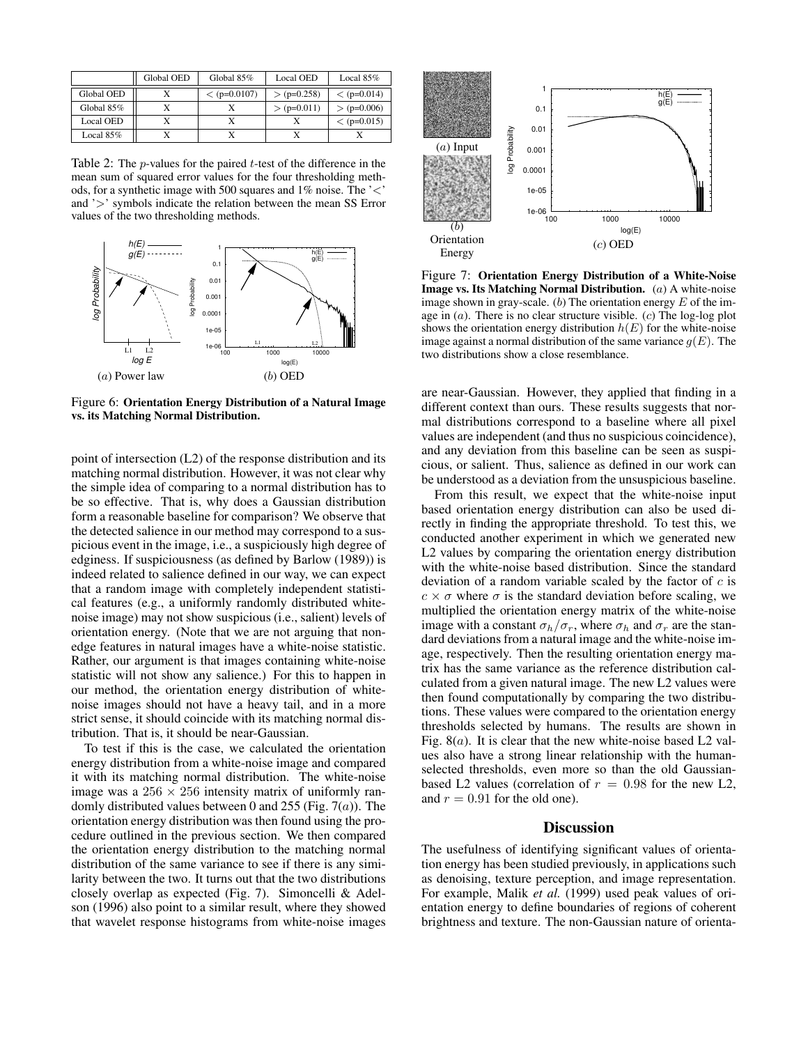|  | Global OED | Global 85% | Local OED | Local 85% |
| --- | --- | --- | --- | --- |
| Global OED | X | < (p=0.0107) | > (p=0.258) | < (p=0.014) |
| Global 85% | X | X | > (p=0.011) | > (p=0.006) |
| Local OED | X | X | X | < (p=0.015) |
| Local 85% | X | X | X | X |

Table 2: The $p$-values for the paired $t$-test of the difference in the mean sum of squared error values for the four thresholding methods, for a synthetic image with 500 squares and 1% noise. The '<' and '>' symbols indicate the relation between the mean SS Error values of the two thresholding methods.

($a$) Power law ($b$) OED

Figure 6: **Orientation Energy Distribution of a Natural Image vs. its Matching Normal Distribution.**

point of intersection (L2) of the response distribution and its matching normal distribution. However, it was not clear why the simple idea of comparing to a normal distribution has to be so effective. That is, why does a Gaussian distribution form a reasonable baseline for comparison? We observe that the detected salience in our method may correspond to a suspicious event in the image, i.e., a suspiciously high degree of edginess. If suspiciousness (as defined by Barlow (1989)) is indeed related to salience defined in our way, we can expect that a random image with completely independent statistical features (e.g., a uniformly randomly distributed white-noise image) may not show suspicious (i.e., salient) levels of orientation energy. (Note that we are not arguing that non-edge features in natural images have a white-noise statistic. Rather, our argument is that images containing white-noise statistic will not show any salience.) For this to happen in our method, the orientation energy distribution of white-noise images should not have a heavy tail, and in a more strict sense, it should coincide with its matching normal distribution. That is, it should be near-Gaussian.

To test if this is the case, we calculated the orientation energy distribution from a white-noise image and compared it with its matching normal distribution. The white-noise image was a $256 \times 256$ intensity matrix of uniformly randomly distributed values between 0 and 255 (Fig. 7($a$)). The orientation energy distribution was then found using the procedure outlined in the previous section. We then compared the orientation energy distribution to the matching normal distribution of the same variance to see if there is any similarity between the two. It turns out that the two distributions closely overlap as expected (Fig. 7). Simoncelli & Adelson (1996) also point to a similar result, where they showed that wavelet response histograms from white-noise images are near-Gaussian. However, they applied that finding in a different context than ours. These results suggests that normal distributions correspond to a baseline where all pixel values are independent (and thus no suspicious coincidence), and any deviation from this baseline can be seen as suspicious, or salient. Thus, salience as defined in our work can be understood as a deviation from the unsuspicious baseline.

($a$) Input ($b$) Orientation Energy ($c$) OED

Figure 7: **Orientation Energy Distribution of a White-Noise Image vs. Its Matching Normal Distribution.** ($a$) A white-noise image shown in gray-scale. ($b$) The orientation energy $E$ of the image in ($a$). There is no clear structure visible. ($c$) The log-log plot shows the orientation energy distribution $h(E)$ for the white-noise image against a normal distribution of the same variance $g(E)$. The two distributions show a close resemblance.

From this result, we expect that the white-noise input based orientation energy distribution can also be used directly in finding the appropriate threshold. To test this, we conducted another experiment in which we generated new L2 values by comparing the orientation energy distribution with the white-noise based distribution. Since the standard deviation of a random variable scaled by the factor of $c$ is $c \times \sigma$ where $\sigma$ is the standard deviation before scaling, we multiplied the orientation energy matrix of the white-noise image with a constant $\sigma_h/\sigma_r$, where $\sigma_h$ and $\sigma_r$ are the standard deviations from a natural image and the white-noise image, respectively. Then the resulting orientation energy matrix has the same variance as the reference distribution calculated from a given natural image. The new L2 values were then found computationally by comparing the two distributions. These values were compared to the orientation energy thresholds selected by humans. The results are shown in Fig. 8($a$). It is clear that the new white-noise based L2 values also have a strong linear relationship with the human-selected thresholds, even more so than the old Gaussian-based L2 values (correlation of $r = 0.98$ for the new L2, and $r = 0.91$ for the old one).

## Discussion

The usefulness of identifying significant values of orientation energy has been studied previously, in applications such as denoising, texture perception, and image representation. For example, Malik *et al.* (1999) used peak values of orientation energy to define boundaries of regions of coherent brightness and texture. The non-Gaussian nature of orienta-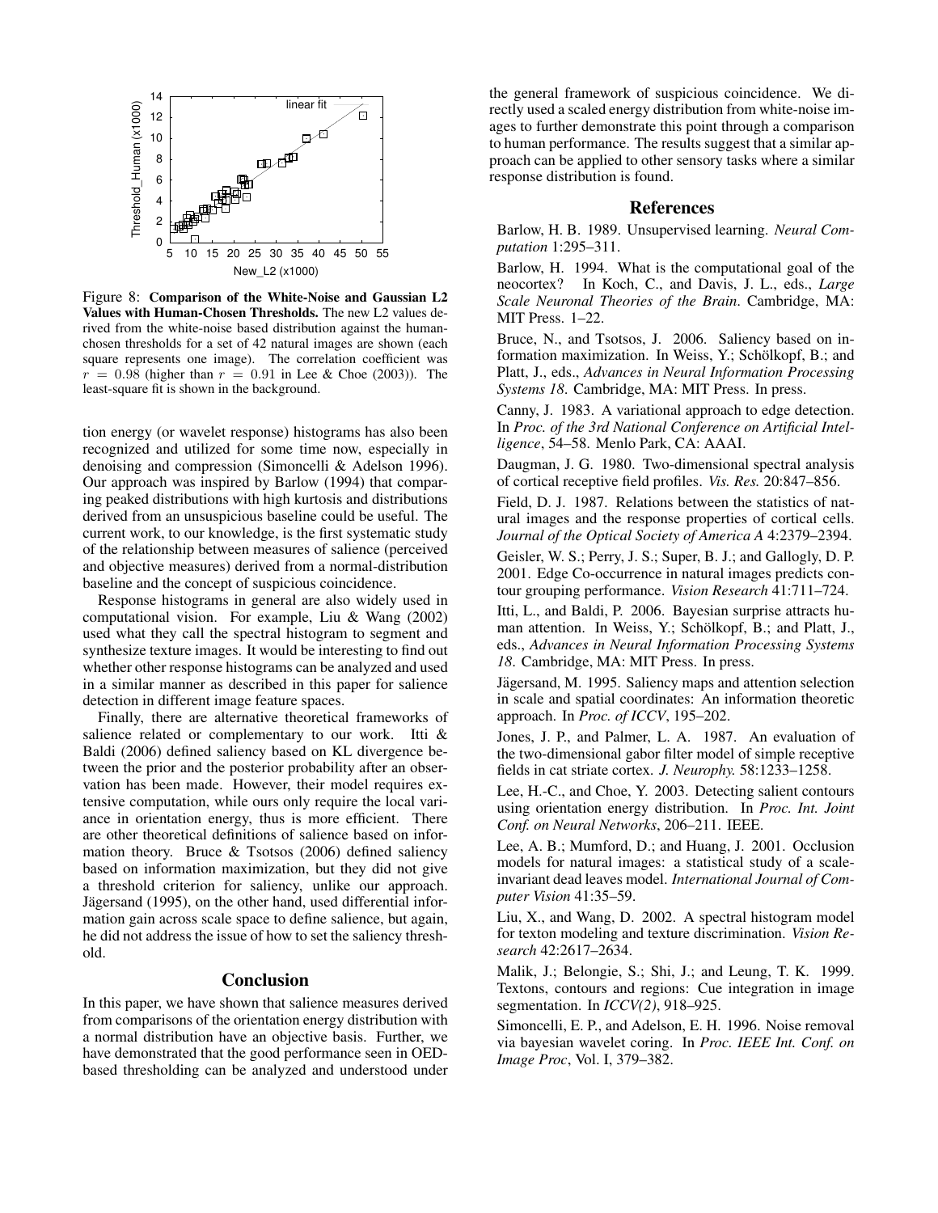14
12
10
8
6
4
2
0

Threshold_Human (x1000)

5 10 15 20 25 30 35 40 45 50 55

New_L2 (x1000)

linear fit

Figure 8: **Comparison of the White-Noise and Gaussian L2 Values with Human-Chosen Thresholds.** The new L2 values derived from the white-noise based distribution against the human-chosen thresholds for a set of 42 natural images are shown (each square represents one image). The correlation coefficient was $r = 0.98$ (higher than $r = 0.91$ in Lee & Choe (2003)). The least-square fit is shown in the background.

tion energy (or wavelet response) histograms has also been recognized and utilized for some time now, especially in denoising and compression (Simoncelli & Adelson 1996). Our approach was inspired by Barlow (1994) that comparing peaked distributions with high kurtosis and distributions derived from an unsuspicious baseline could be useful. The current work, to our knowledge, is the first systematic study of the relationship between measures of salience (perceived and objective measures) derived from a normal-distribution baseline and the concept of suspicious coincidence.

Response histograms in general are also widely used in computational vision. For example, Liu & Wang (2002) used what they call the spectral histogram to segment and synthesize texture images. It would be interesting to find out whether other response histograms can be analyzed and used in a similar manner as described in this paper for salience detection in different image feature spaces.

Finally, there are alternative theoretical frameworks of salience related or complementary to our work. Itti & Baldi (2006) defined saliency based on KL divergence between the prior and the posterior probability after an observation has been made. However, their model requires extensive computation, while ours only require the local variance in orientation energy, thus is more efficient. There are other theoretical definitions of salience based on information theory. Bruce & Tsotsos (2006) defined saliency based on information maximization, but they did not give a threshold criterion for saliency, unlike our approach. Jägersand (1995), on the other hand, used differential information gain across scale space to define salience, but again, he did not address the issue of how to set the saliency threshold.

## Conclusion

In this paper, we have shown that salience measures derived from comparisons of the orientation energy distribution with a normal distribution have an objective basis. Further, we have demonstrated that the good performance seen in OED-based thresholding can be analyzed and understood under the general framework of suspicious coincidence. We directly used a scaled energy distribution from white-noise images to further demonstrate this point through a comparison to human performance. The results suggest that a similar approach can be applied to other sensory tasks where a similar response distribution is found.

## References

Barlow, H. B. 1989. Unsupervised learning. *Neural Computation* 1:295–311.

Barlow, H. 1994. What is the computational goal of the neocortex? In Koch, C., and Davis, J. L., eds., *Large Scale Neuronal Theories of the Brain*. Cambridge, MA: MIT Press. 1–22.

Bruce, N., and Tsotsos, J. 2006. Saliency based on information maximization. In Weiss, Y.; Schölkopf, B.; and Platt, J., eds., *Advances in Neural Information Processing Systems 18*. Cambridge, MA: MIT Press. In press.

Canny, J. 1983. A variational approach to edge detection. In *Proc. of the 3rd National Conference on Artificial Intelligence*, 54–58. Menlo Park, CA: AAAI.

Daugman, J. G. 1980. Two-dimensional spectral analysis of cortical receptive field profiles. *Vis. Res.* 20:847–856.

Field, D. J. 1987. Relations between the statistics of natural images and the response properties of cortical cells. *Journal of the Optical Society of America A* 4:2379–2394.

Geisler, W. S.; Perry, J. S.; Super, B. J.; and Gallogly, D. P. 2001. Edge Co-occurrence in natural images predicts contour grouping performance. *Vision Research* 41:711–724.

Itti, L., and Baldi, P. 2006. Bayesian surprise attracts human attention. In Weiss, Y.; Schölkopf, B.; and Platt, J., eds., *Advances in Neural Information Processing Systems 18*. Cambridge, MA: MIT Press. In press.

Jägersand, M. 1995. Saliency maps and attention selection in scale and spatial coordinates: An information theoretic approach. In *Proc. of ICCV*, 195–202.

Jones, J. P., and Palmer, L. A. 1987. An evaluation of the two-dimensional gabor filter model of simple receptive fields in cat striate cortex. *J. Neurophy.* 58:1233–1258.

Lee, H.-C., and Choe, Y. 2003. Detecting salient contours using orientation energy distribution. In *Proc. Int. Joint Conf. on Neural Networks*, 206–211. IEEE.

Lee, A. B.; Mumford, D.; and Huang, J. 2001. Occlusion models for natural images: a statistical study of a scale-invariant dead leaves model. *International Journal of Computer Vision* 41:35–59.

Liu, X., and Wang, D. 2002. A spectral histogram model for texton modeling and texture discrimination. *Vision Research* 42:2617–2634.

Malik, J.; Belongie, S.; Shi, J.; and Leung, T. K. 1999. Textons, contours and regions: Cue integration in image segmentation. In *ICCV(2)*, 918–925.

Simoncelli, E. P., and Adelson, E. H. 1996. Noise removal via bayesian wavelet coring. In *Proc. IEEE Int. Conf. on Image Proc*, Vol. I, 379–382.